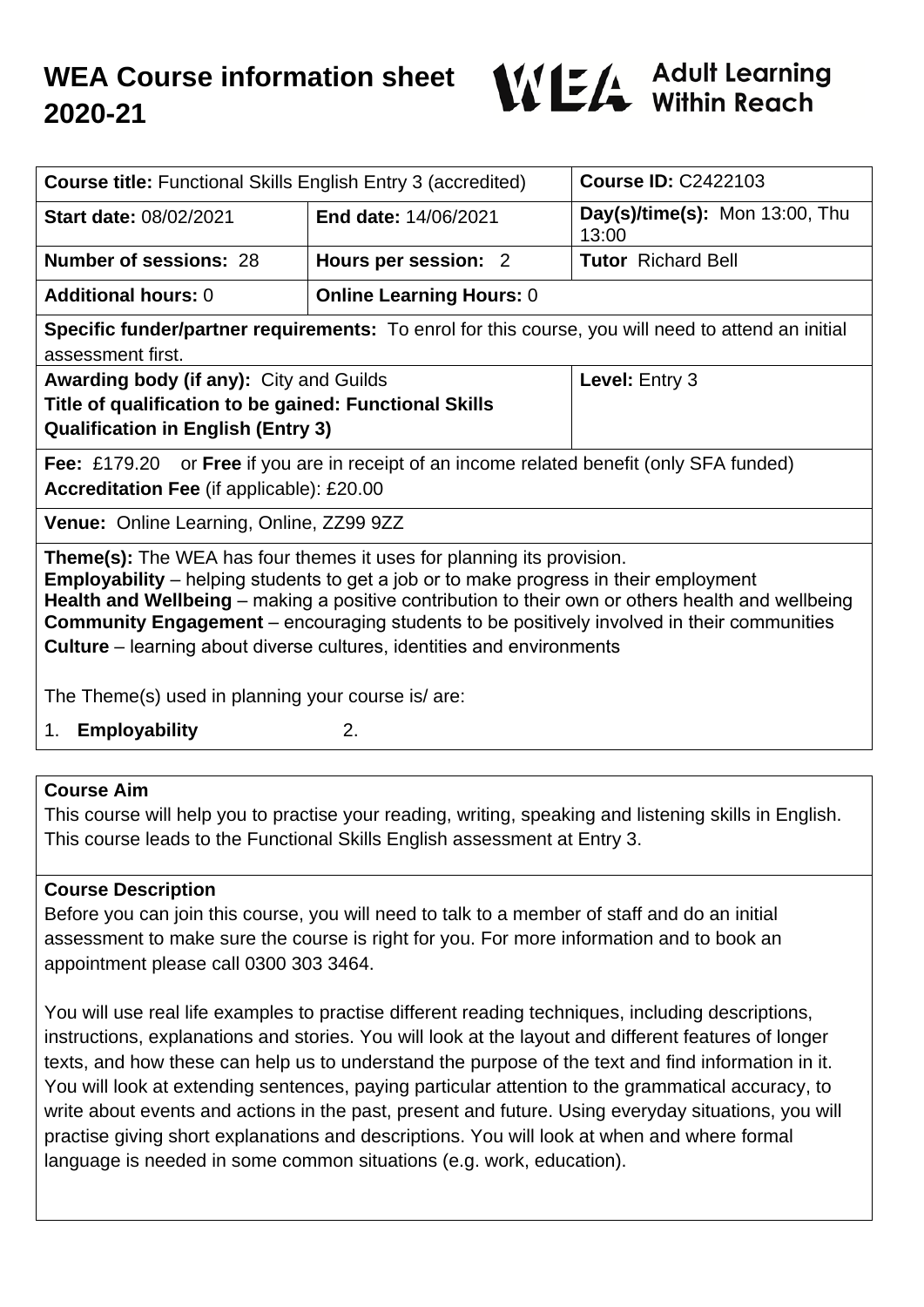# WEA Course information sheet 2020-21

WEA Adult Learning Within Reach

| **Course title:** Functional Skills English Entry 3 (accredited) | | **Course ID:** C2422103 |
|---|---|---|
| **Start date:** 08/02/2021 | **End date:** 14/06/2021 | **Day(s)/time(s):** Mon 13:00, Thu 13:00 |
| **Number of sessions:** 28 | **Hours per session:** 2 | **Tutor** Richard Bell |
| **Additional hours:** 0 | **Online Learning Hours:** 0 | |
| **Specific funder/partner requirements:** To enrol for this course, you will need to attend an initial assessment first. | | |
| **Awarding body (if any):** City and Guilds<br>**Title of qualification to be gained: Functional Skills Qualification in English (Entry 3)** | | **Level:** Entry 3 |
| **Fee:** £179.20 or **Free** if you are in receipt of an income related benefit (only SFA funded)<br>**Accreditation Fee** (if applicable): £20.00 | | |
| **Venue:** Online Learning, Online, ZZ99 9ZZ | | |
| **Theme(s):** The WEA has four themes it uses for planning its provision.<br>**Employability** – helping students to get a job or to make progress in their employment<br>**Health and Wellbeing** – making a positive contribution to their own or others health and wellbeing<br>**Community Engagement** – encouraging students to be positively involved in their communities<br>**Culture** – learning about diverse cultures, identities and environments<br><br>The Theme(s) used in planning your course is/ are:<br>1. **Employability** 2. | | |

## Course Aim

This course will help you to practise your reading, writing, speaking and listening skills in English. This course leads to the Functional Skills English assessment at Entry 3.

## Course Description

Before you can join this course, you will need to talk to a member of staff and do an initial assessment to make sure the course is right for you. For more information and to book an appointment please call 0300 303 3464.

You will use real life examples to practise different reading techniques, including descriptions, instructions, explanations and stories. You will look at the layout and different features of longer texts, and how these can help us to understand the purpose of the text and find information in it. You will look at extending sentences, paying particular attention to the grammatical accuracy, to write about events and actions in the past, present and future. Using everyday situations, you will practise giving short explanations and descriptions. You will look at when and where formal language is needed in some common situations (e.g. work, education).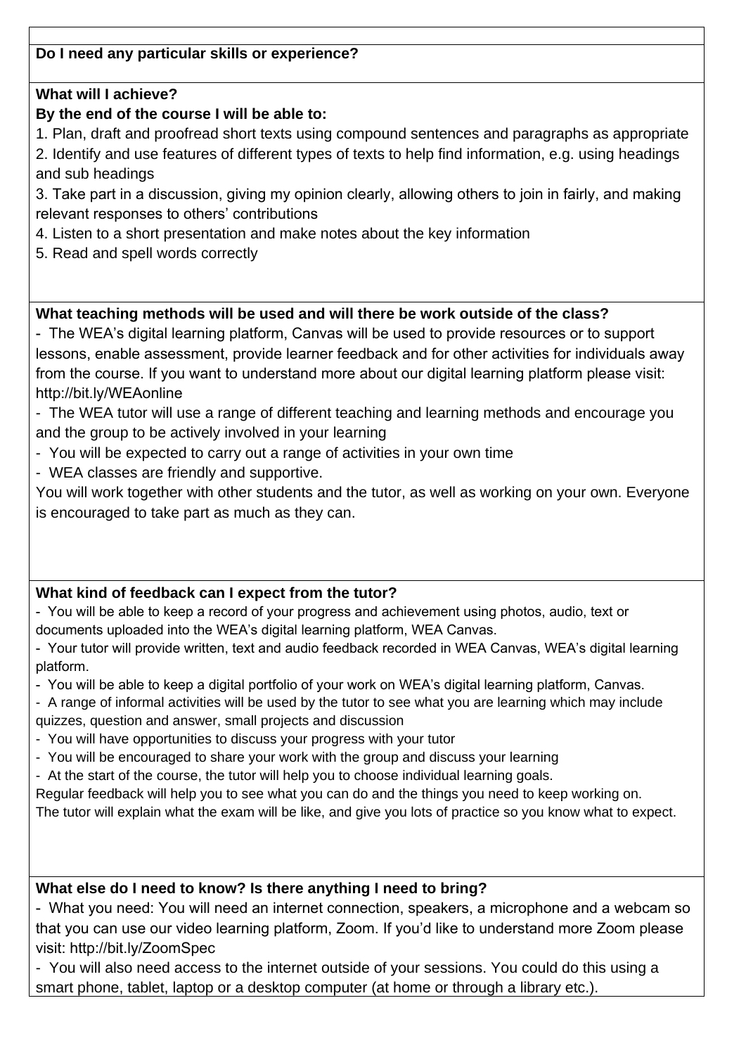**Do I need any particular skills or experience?**

**What will I achieve?**

**By the end of the course I will be able to:**

1. Plan, draft and proofread short texts using compound sentences and paragraphs as appropriate
2. Identify and use features of different types of texts to help find information, e.g. using headings and sub headings
3. Take part in a discussion, giving my opinion clearly, allowing others to join in fairly, and making relevant responses to others' contributions
4. Listen to a short presentation and make notes about the key information
5. Read and spell words correctly

**What teaching methods will be used and will there be work outside of the class?**

- The WEA's digital learning platform, Canvas will be used to provide resources or to support lessons, enable assessment, provide learner feedback and for other activities for individuals away from the course. If you want to understand more about our digital learning platform please visit: http://bit.ly/WEAonline
- The WEA tutor will use a range of different teaching and learning methods and encourage you and the group to be actively involved in your learning
- You will be expected to carry out a range of activities in your own time
- WEA classes are friendly and supportive.

You will work together with other students and the tutor, as well as working on your own. Everyone is encouraged to take part as much as they can.

**What kind of feedback can I expect from the tutor?**

- You will be able to keep a record of your progress and achievement using photos, audio, text or documents uploaded into the WEA's digital learning platform, WEA Canvas.
- Your tutor will provide written, text and audio feedback recorded in WEA Canvas, WEA's digital learning platform.
- You will be able to keep a digital portfolio of your work on WEA's digital learning platform, Canvas.
- A range of informal activities will be used by the tutor to see what you are learning which may include quizzes, question and answer, small projects and discussion
- You will have opportunities to discuss your progress with your tutor
- You will be encouraged to share your work with the group and discuss your learning
- At the start of the course, the tutor will help you to choose individual learning goals.

Regular feedback will help you to see what you can do and the things you need to keep working on.
The tutor will explain what the exam will be like, and give you lots of practice so you know what to expect.

**What else do I need to know? Is there anything I need to bring?**

- What you need: You will need an internet connection, speakers, a microphone and a webcam so that you can use our video learning platform, Zoom. If you'd like to understand more Zoom please visit: http://bit.ly/ZoomSpec
- You will also need access to the internet outside of your sessions. You could do this using a smart phone, tablet, laptop or a desktop computer (at home or through a library etc.).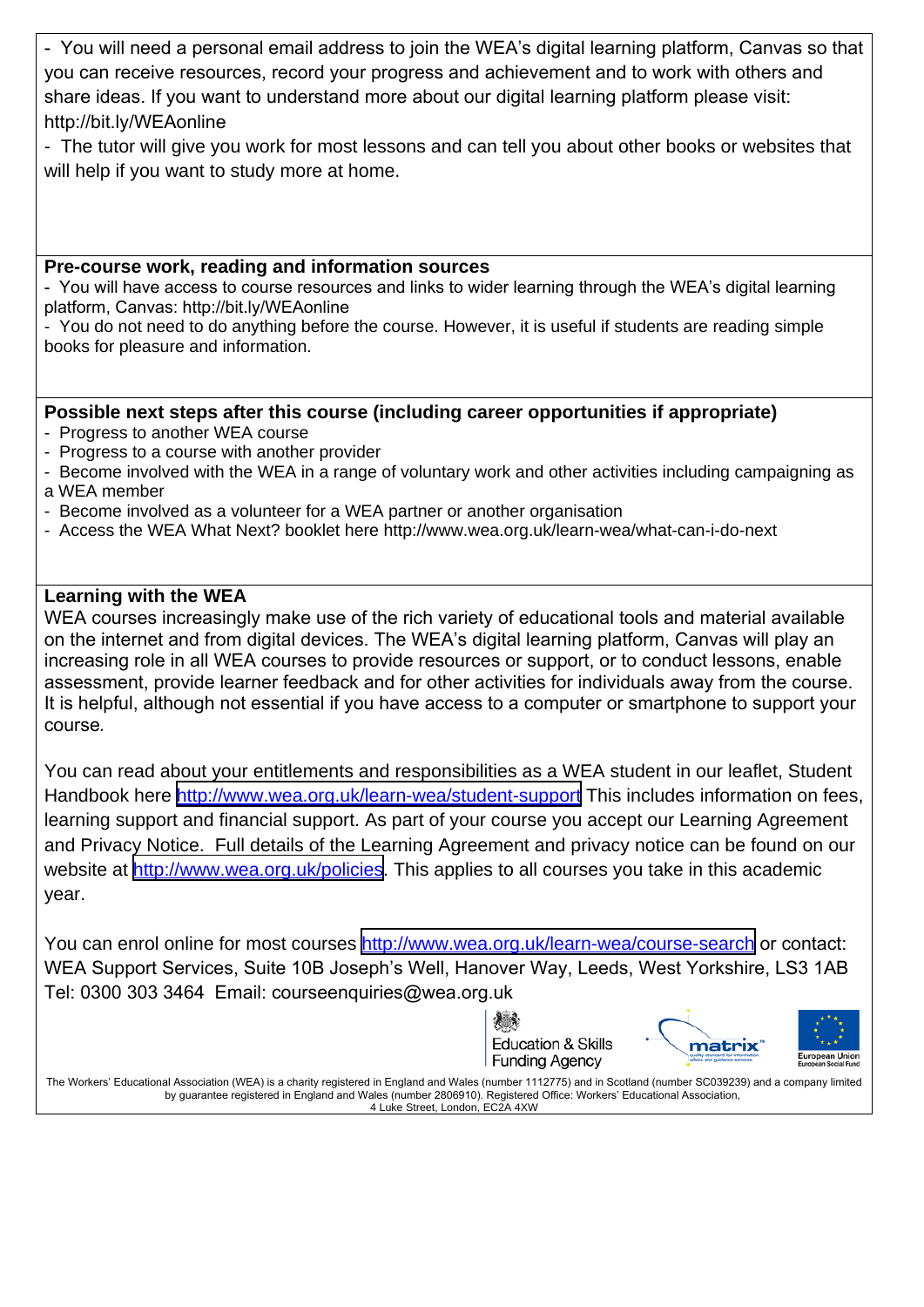- You will need a personal email address to join the WEA's digital learning platform, Canvas so that you can receive resources, record your progress and achievement and to work with others and share ideas. If you want to understand more about our digital learning platform please visit: http://bit.ly/WEAonline
- The tutor will give you work for most lessons and can tell you about other books or websites that will help if you want to study more at home.

**Pre-course work, reading and information sources**

- You will have access to course resources and links to wider learning through the WEA's digital learning platform, Canvas: http://bit.ly/WEAonline
- You do not need to do anything before the course. However, it is useful if students are reading simple books for pleasure and information.

**Possible next steps after this course (including career opportunities if appropriate)**

- Progress to another WEA course
- Progress to a course with another provider
- Become involved with the WEA in a range of voluntary work and other activities including campaigning as a WEA member
- Become involved as a volunteer for a WEA partner or another organisation
- Access the WEA What Next? booklet here http://www.wea.org.uk/learn-wea/what-can-i-do-next

**Learning with the WEA**

WEA courses increasingly make use of the rich variety of educational tools and material available on the internet and from digital devices. The WEA's digital learning platform, Canvas will play an increasing role in all WEA courses to provide resources or support, or to conduct lessons, enable assessment, provide learner feedback and for other activities for individuals away from the course. It is helpful, although not essential if you have access to a computer or smartphone to support your course.

You can read about your entitlements and responsibilities as a WEA student in our leaflet, Student Handbook here http://www.wea.org.uk/learn-wea/student-support This includes information on fees, learning support and financial support. As part of your course you accept our Learning Agreement and Privacy Notice. Full details of the Learning Agreement and privacy notice can be found on our website at http://www.wea.org.uk/policies. This applies to all courses you take in this academic year.

You can enrol online for most courses http://www.wea.org.uk/learn-wea/course-search or contact: WEA Support Services, Suite 10B Joseph's Well, Hanover Way, Leeds, West Yorkshire, LS3 1AB Tel: 0300 303 3464 Email: courseenquiries@wea.org.uk

Education & Skills Funding Agency

matrix

European Union European Social Fund

The Workers' Educational Association (WEA) is a charity registered in England and Wales (number 1112775) and in Scotland (number SC039239) and a company limited by guarantee registered in England and Wales (number 2806910). Registered Office: Workers' Educational Association, 4 Luke Street, London, EC2A 4XW